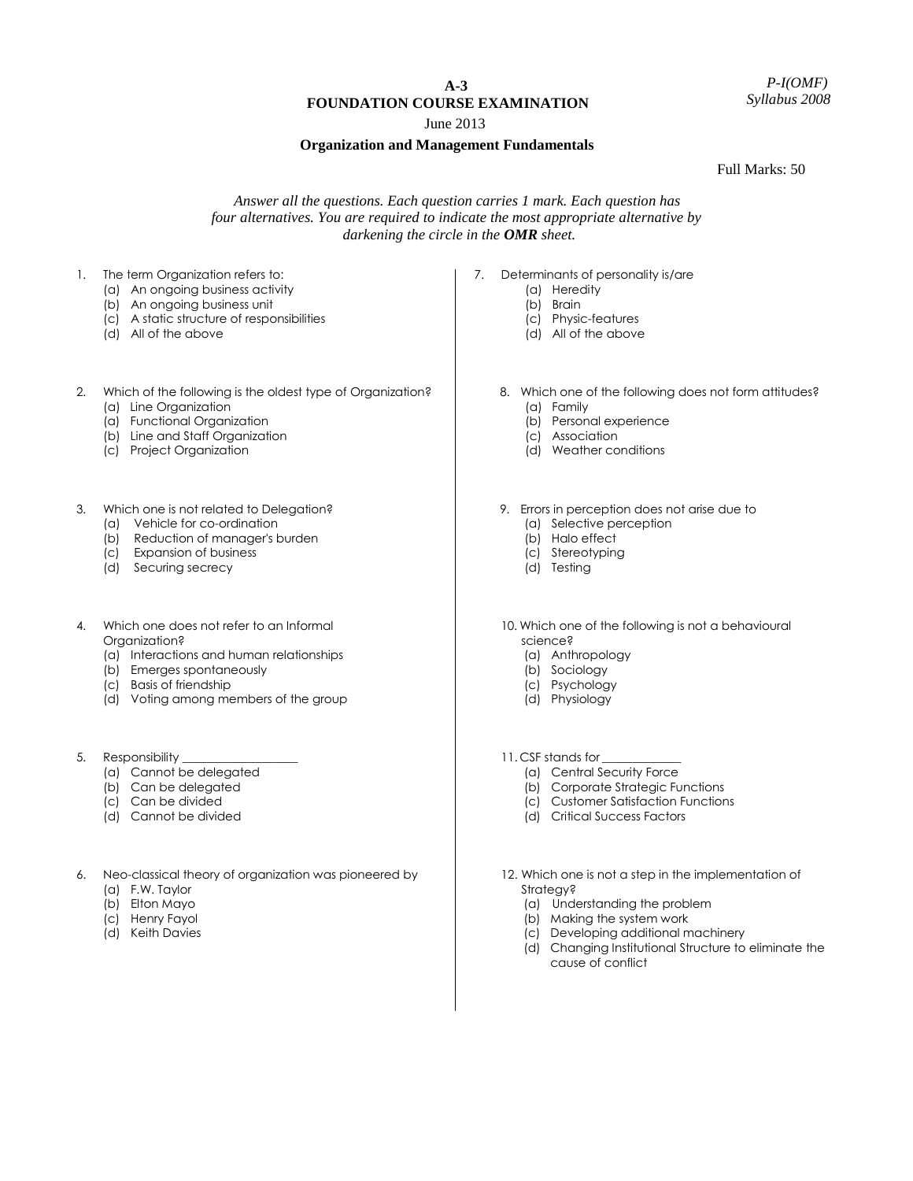**A-3**

**FOUNDATION COURSE EXAMINATION**

June 2013

**Organization and Management Fundamentals**

*P-I(OMF)*
*Syllabus 2008*

Full Marks: 50

*Answer all the questions. Each question carries 1 mark. Each question has four alternatives. You are required to indicate the most appropriate alternative by darkening the circle in the **OMR** sheet.*

1. The term Organization refers to:
   (a) An ongoing business activity
   (b) An ongoing business unit
   (c) A static structure of responsibilities
   (d) All of the above

2. Which of the following is the oldest type of Organization?
   (a) Line Organization
   (a) Functional Organization
   (b) Line and Staff Organization
   (c) Project Organization

3. Which one is not related to Delegation?
   (a) Vehicle for co-ordination
   (b) Reduction of manager's burden
   (c) Expansion of business
   (d) Securing secrecy

4. Which one does not refer to an Informal Organization?
   (a) Interactions and human relationships
   (b) Emerges spontaneously
   (c) Basis of friendship
   (d) Voting among members of the group

5. Responsibility ___________________
   (a) Cannot be delegated
   (b) Can be delegated
   (c) Can be divided
   (d) Cannot be divided

6. Neo-classical theory of organization was pioneered by
   (a) F.W. Taylor
   (b) Elton Mayo
   (c) Henry Fayol
   (d) Keith Davies

7. Determinants of personality is/are
   (a) Heredity
   (b) Brain
   (c) Physic-features
   (d) All of the above

8. Which one of the following does not form attitudes?
   (a) Family
   (b) Personal experience
   (c) Association
   (d) Weather conditions

9. Errors in perception does not arise due to
   (a) Selective perception
   (b) Halo effect
   (c) Stereotyping
   (d) Testing

10. Which one of the following is not a behavioural science?
    (a) Anthropology
    (b) Sociology
    (c) Psychology
    (d) Physiology

11. CSF stands for _____________
    (a) Central Security Force
    (b) Corporate Strategic Functions
    (c) Customer Satisfaction Functions
    (d) Critical Success Factors

12. Which one is not a step in the implementation of Strategy?
    (a) Understanding the problem
    (b) Making the system work
    (c) Developing additional machinery
    (d) Changing Institutional Structure to eliminate the cause of conflict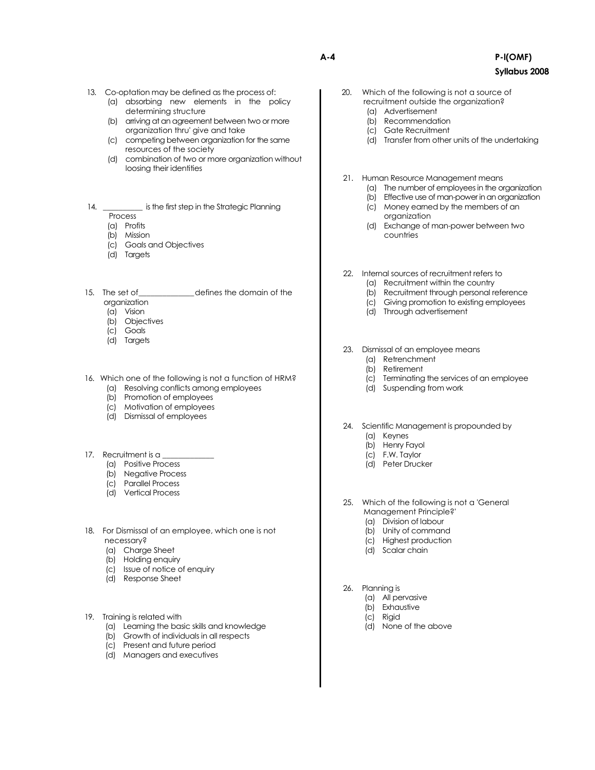13. Co-optation may be defined as the process of:
    (a) absorbing new elements in the policy determining structure
    (b) arriving at an agreement between two or more organization thru' give and take
    (c) competing between organization for the same resources of the society
    (d) combination of two or more organization without loosing their identities

14. __________ is the first step in the Strategic Planning Process
    (a) Profits
    (b) Mission
    (c) Goals and Objectives
    (d) Targets

15. The set of_____________defines the domain of the organization
    (a) Vision
    (b) Objectives
    (c) Goals
    (d) Targets

16. Which one of the following is not a function of HRM?
    (a) Resolving conflicts among employees
    (b) Promotion of employees
    (c) Motivation of employees
    (d) Dismissal of employees

17. Recruitment is a ____________
    (a) Positive Process
    (b) Negative Process
    (c) Parallel Process
    (d) Vertical Process

18. For Dismissal of an employee, which one is not necessary?
    (a) Charge Sheet
    (b) Holding enquiry
    (c) Issue of notice of enquiry
    (d) Response Sheet

19. Training is related with
    (a) Learning the basic skills and knowledge
    (b) Growth of individuals in all respects
    (c) Present and future period
    (d) Managers and executives

20. Which of the following is not a source of recruitment outside the organization?
    (a) Advertisement
    (b) Recommendation
    (c) Gate Recruitment
    (d) Transfer from other units of the undertaking

21. Human Resource Management means
    (a) The number of employees in the organization
    (b) Effective use of man-power in an organization
    (c) Money earned by the members of an organization
    (d) Exchange of man-power between two countries

22. Internal sources of recruitment refers to
    (a) Recruitment within the country
    (b) Recruitment through personal reference
    (c) Giving promotion to existing employees
    (d) Through advertisement

23. Dismissal of an employee means
    (a) Retrenchment
    (b) Retirement
    (c) Terminating the services of an employee
    (d) Suspending from work

24. Scientific Management is propounded by
    (a) Keynes
    (b) Henry Fayol
    (c) F.W. Taylor
    (d) Peter Drucker

25. Which of the following is not a 'General Management Principle?'
    (a) Division of labour
    (b) Unity of command
    (c) Highest production
    (d) Scalar chain

26. Planning is
    (a) All pervasive
    (b) Exhaustive
    (c) Rigid
    (d) None of the above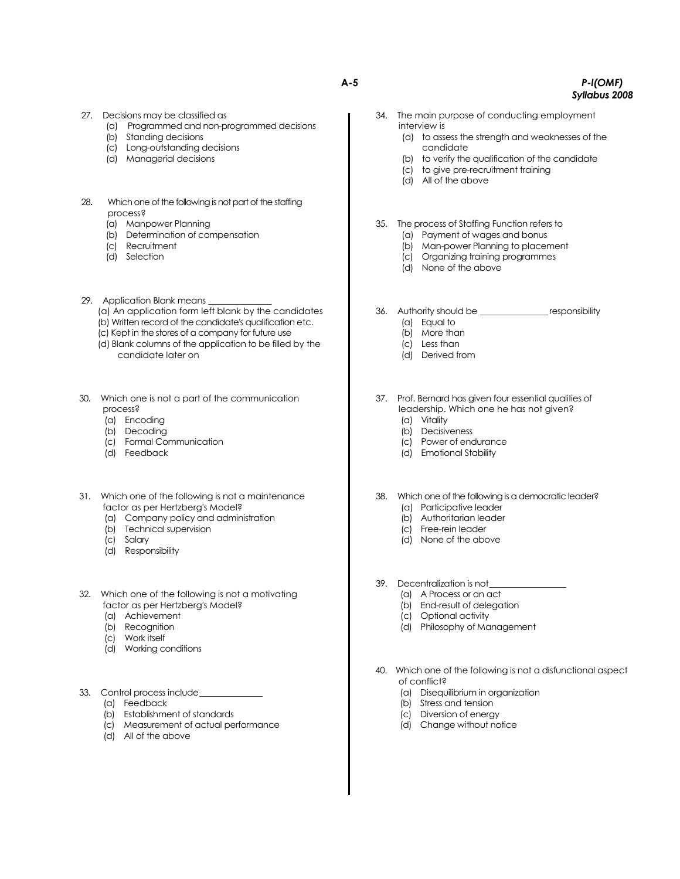27. Decisions may be classified as
    - (a) Programmed and non-programmed decisions
    - (b) Standing decisions
    - (c) Long-outstanding decisions
    - (d) Managerial decisions

28. Which one of the following is not part of the staffing process?
    - (a) Manpower Planning
    - (b) Determination of compensation
    - (c) Recruitment
    - (d) Selection

29. Application Blank means ______________
    - (a) An application form left blank by the candidates
    - (b) Written record of the candidate's qualification etc.
    - (c) Kept in the stores of a company for future use
    - (d) Blank columns of the application to be filled by the candidate later on

30. Which one is not a part of the communication process?
    - (a) Encoding
    - (b) Decoding
    - (c) Formal Communication
    - (d) Feedback

31. Which one of the following is not a maintenance factor as per Hertzberg's Model?
    - (a) Company policy and administration
    - (b) Technical supervision
    - (c) Salary
    - (d) Responsibility

32. Which one of the following is not a motivating factor as per Hertzberg's Model?
    - (a) Achievement
    - (b) Recognition
    - (c) Work itself
    - (d) Working conditions

33. Control process include______________
    - (a) Feedback
    - (b) Establishment of standards
    - (c) Measurement of actual performance
    - (d) All of the above

34. The main purpose of conducting employment interview is
    - (a) to assess the strength and weaknesses of the candidate
    - (b) to verify the qualification of the candidate
    - (c) to give pre-recruitment training
    - (d) All of the above

35. The process of Staffing Function refers to
    - (a) Payment of wages and bonus
    - (b) Man-power Planning to placement
    - (c) Organizing training programmes
    - (d) None of the above

36. Authority should be _______________ responsibility
    - (a) Equal to
    - (b) More than
    - (c) Less than
    - (d) Derived from

37. Prof. Bernard has given four essential qualities of leadership. Which one he has not given?
    - (a) Vitality
    - (b) Decisiveness
    - (c) Power of endurance
    - (d) Emotional Stability

38. Which one of the following is a democratic leader?
    - (a) Participative leader
    - (b) Authoritarian leader
    - (c) Free-rein leader
    - (d) None of the above

39. Decentralization is not_________________
    - (a) A Process or an act
    - (b) End-result of delegation
    - (c) Optional activity
    - (d) Philosophy of Management

40. Which one of the following is not a disfunctional aspect of conflict?
    - (a) Disequilibrium in organization
    - (b) Stress and tension
    - (c) Diversion of energy
    - (d) Change without notice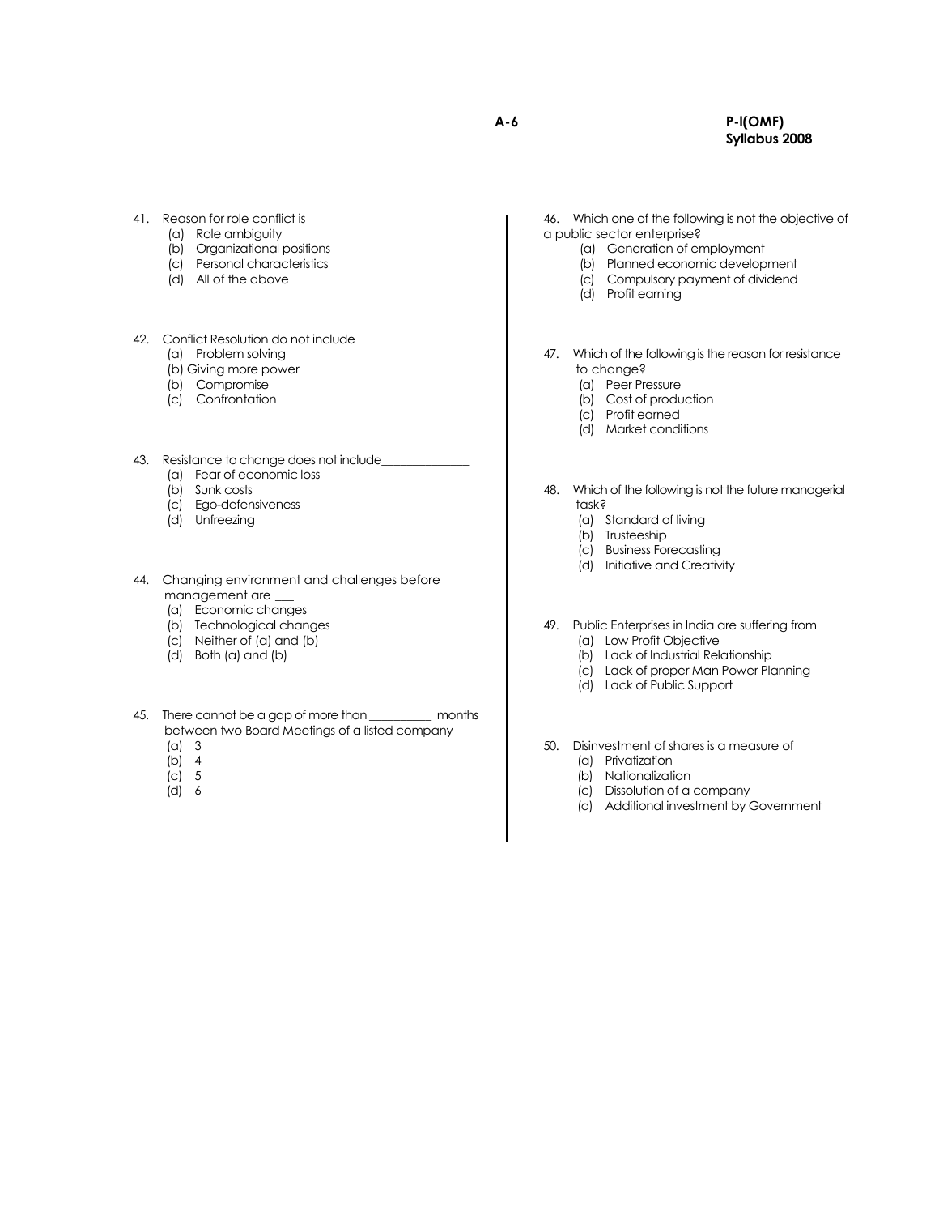41. Reason for role conflict is___________________
    (a) Role ambiguity
    (b) Organizational positions
    (c) Personal characteristics
    (d) All of the above

42. Conflict Resolution do not include
    (a) Problem solving
    (b) Giving more power
    (b) Compromise
    (c) Confrontation

43. Resistance to change does not include______________
    (a) Fear of economic loss
    (b) Sunk costs
    (c) Ego-defensiveness
    (d) Unfreezing

44. Changing environment and challenges before management are ___
    (a) Economic changes
    (b) Technological changes
    (c) Neither of (a) and (b)
    (d) Both (a) and (b)

45. There cannot be a gap of more than __________ months between two Board Meetings of a listed company
    (a) 3
    (b) 4
    (c) 5
    (d) 6

46. Which one of the following is not the objective of a public sector enterprise?
    (a) Generation of employment
    (b) Planned economic development
    (c) Compulsory payment of dividend
    (d) Profit earning

47. Which of the following is the reason for resistance to change?
    (a) Peer Pressure
    (b) Cost of production
    (c) Profit earned
    (d) Market conditions

48. Which of the following is not the future managerial task?
    (a) Standard of living
    (b) Trusteeship
    (c) Business Forecasting
    (d) Initiative and Creativity

49. Public Enterprises in India are suffering from
    (a) Low Profit Objective
    (b) Lack of Industrial Relationship
    (c) Lack of proper Man Power Planning
    (d) Lack of Public Support

50. Disinvestment of shares is a measure of
    (a) Privatization
    (b) Nationalization
    (c) Dissolution of a company
    (d) Additional investment by Government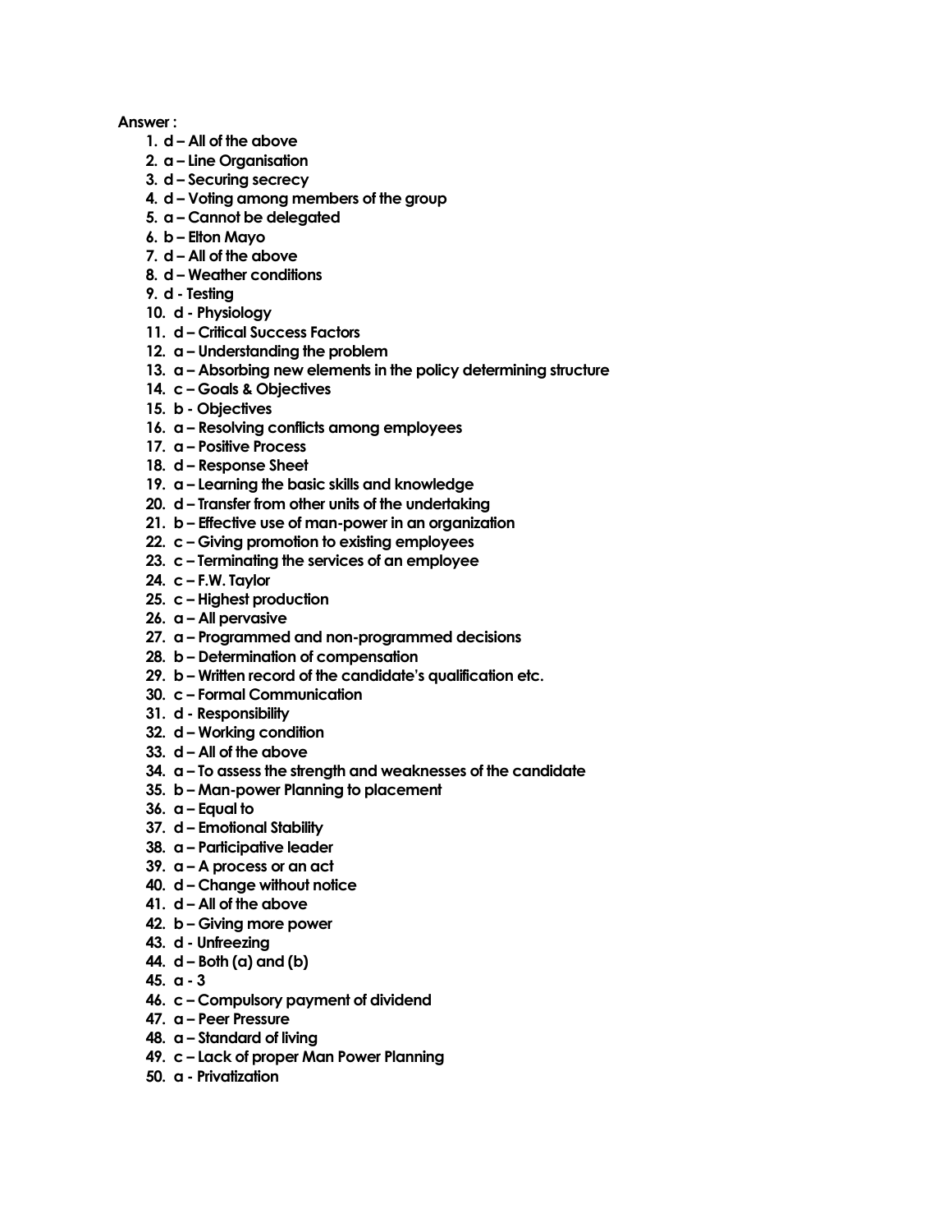**Answer :**

1. **d – All of the above**
2. **a – Line Organisation**
3. **d – Securing secrecy**
4. **d – Voting among members of the group**
5. **a – Cannot be delegated**
6. **b – Elton Mayo**
7. **d – All of the above**
8. **d – Weather conditions**
9. **d - Testing**
10. **d - Physiology**
11. **d – Critical Success Factors**
12. **a – Understanding the problem**
13. **a – Absorbing new elements in the policy determining structure**
14. **c – Goals & Objectives**
15. **b - Objectives**
16. **a – Resolving conflicts among employees**
17. **a – Positive Process**
18. **d – Response Sheet**
19. **a – Learning the basic skills and knowledge**
20. **d – Transfer from other units of the undertaking**
21. **b – Effective use of man-power in an organization**
22. **c – Giving promotion to existing employees**
23. **c – Terminating the services of an employee**
24. **c – F.W. Taylor**
25. **c – Highest production**
26. **a – All pervasive**
27. **a – Programmed and non-programmed decisions**
28. **b – Determination of compensation**
29. **b – Written record of the candidate's qualification etc.**
30. **c – Formal Communication**
31. **d - Responsibility**
32. **d – Working condition**
33. **d – All of the above**
34. **a – To assess the strength and weaknesses of the candidate**
35. **b – Man-power Planning to placement**
36. **a – Equal to**
37. **d – Emotional Stability**
38. **a – Participative leader**
39. **a – A process or an act**
40. **d – Change without notice**
41. **d – All of the above**
42. **b – Giving more power**
43. **d - Unfreezing**
44. **d – Both (a) and (b)**
45. **a - 3**
46. **c – Compulsory payment of dividend**
47. **a – Peer Pressure**
48. **a – Standard of living**
49. **c – Lack of proper Man Power Planning**
50. **a - Privatization**